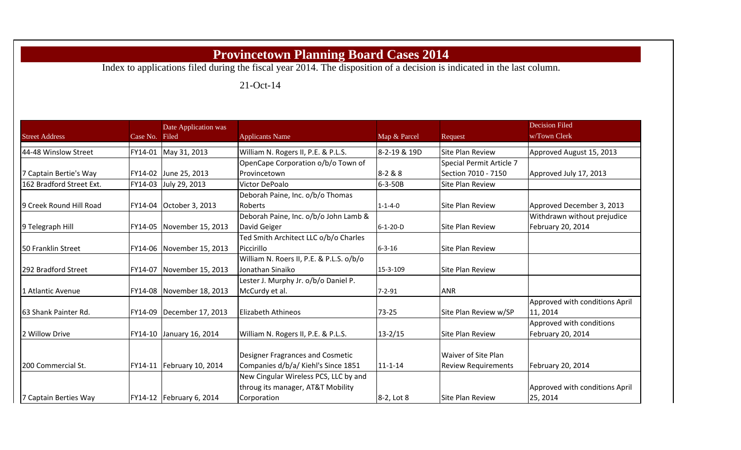# Provincetown Planning Board Cases 2014

Index to applications filed during the fiscal year 2014. The disposition of a decision is indicated in the last column.

21-Oct-14

| Street Address | Case No. | Date Application was Filed | Applicants Name | Map & Parcel | Request | Decision Filed w/Town Clerk |
|---|---|---|---|---|---|---|
| 44-48 Winslow Street | FY14-01 | May 31, 2013 | William N. Rogers II, P.E. & P.L.S. | 8-2-19 & 19D | Site Plan Review | Approved August 15, 2013 |
| 7 Captain Bertie's Way | FY14-02 | June 25, 2013 | OpenCape Corporation o/b/o Town of Provincetown | 8-2 & 8 | Special Permit Article 7 Section 7010 - 7150 | Approved July 17, 2013 |
| 162 Bradford Street Ext. | FY14-03 | July 29, 2013 | Victor DePoalo | 6-3-50B | Site Plan Review | |
| 9 Creek Round Hill Road | FY14-04 | October 3, 2013 | Deborah Paine, Inc. o/b/o Thomas Roberts | 1-1-4-0 | Site Plan Review | Approved December 3, 2013 |
| 9 Telegraph Hill | FY14-05 | November 15, 2013 | Deborah Paine, Inc. o/b/o John Lamb & David Geiger | 6-1-20-D | Site Plan Review | Withdrawn without prejudice February 20, 2014 |
| 50 Franklin Street | FY14-06 | November 15, 2013 | Ted Smith Architect LLC o/b/o Charles Piccirillo | 6-3-16 | Site Plan Review | |
| 292 Bradford Street | FY14-07 | November 15, 2013 | William N. Roers II, P.E. & P.L.S. o/b/o Jonathan Sinaiko | 15-3-109 | Site Plan Review | |
| 1 Atlantic Avenue | FY14-08 | November 18, 2013 | Lester J. Murphy Jr. o/b/o Daniel P. McCurdy et al. | 7-2-91 | ANR | |
| 63 Shank Painter Rd. | FY14-09 | December 17, 2013 | Elizabeth Athineos | 73-25 | Site Plan Review w/SP | Approved with conditions April 11, 2014 |
| 2 Willow Drive | FY14-10 | January 16, 2014 | William N. Rogers II, P.E. & P.L.S. | 13-2/15 | Site Plan Review | Approved with conditions February 20, 2014 |
| 200 Commercial St. | FY14-11 | February 10, 2014 | Designer Fragrances and Cosmetic Companies d/b/a/ Kiehl's Since 1851 | 11-1-14 | Waiver of Site Plan Review Requirements | February 20, 2014 |
| 7 Captain Berties Way | FY14-12 | February 6, 2014 | New Cingular Wireless PCS, LLC by and throug its manager, AT&T Mobility Corporation | 8-2, Lot 8 | Site Plan Review | Approved with conditions April 25, 2014 |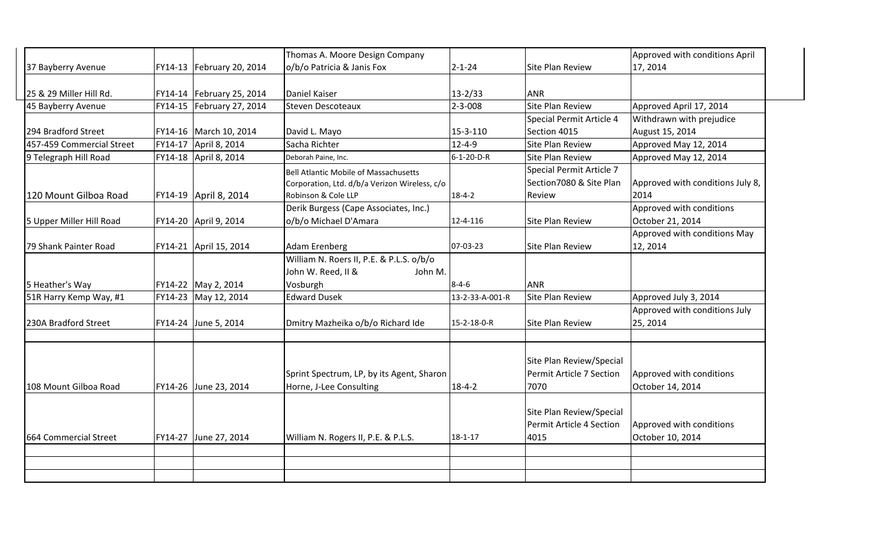| | | | | | | |
|---|---|---|---|---|---|---|
| 37 Bayberry Avenue | FY14-13 | February 20, 2014 | Thomas A. Moore Design Company o/b/o Patricia & Janis Fox | 2-1-24 | Site Plan Review | Approved with conditions April 17, 2014 |
| 25 & 29 Miller Hill Rd. | FY14-14 | February 25, 2014 | Daniel Kaiser | 13-2/33 | ANR | |
| 45 Bayberry Avenue | FY14-15 | February 27, 2014 | Steven Descoteaux | 2-3-008 | Site Plan Review | Approved April 17, 2014 |
| 294 Bradford Street | FY14-16 | March 10, 2014 | David L. Mayo | 15-3-110 | Special Permit Article 4 Section 4015 | Withdrawn with prejudice August 15, 2014 |
| 457-459 Commercial Street | FY14-17 | April 8, 2014 | Sacha Richter | 12-4-9 | Site Plan Review | Approved May 12, 2014 |
| 9 Telegraph Hill Road | FY14-18 | April 8, 2014 | Deborah Paine, Inc. | 6-1-20-D-R | Site Plan Review | Approved May 12, 2014 |
| 120 Mount Gilboa Road | FY14-19 | April 8, 2014 | Bell Atlantic Mobile of Massachusetts Corporation, Ltd. d/b/a Verizon Wireless, c/o Robinson & Cole LLP | 18-4-2 | Special Permit Article 7 Section7080 & Site Plan Review | Approved with conditions July 8, 2014 |
| 5 Upper Miller Hill Road | FY14-20 | April 9, 2014 | Derik Burgess (Cape Associates, Inc.) o/b/o Michael D'Amara | 12-4-116 | Site Plan Review | Approved with conditions October 21, 2014 |
| 79 Shank Painter Road | FY14-21 | April 15, 2014 | Adam Erenberg | 07-03-23 | Site Plan Review | Approved with conditions May 12, 2014 |
| 5 Heather's Way | FY14-22 | May 2, 2014 | William N. Roers II, P.E. & P.L.S. o/b/o John W. Reed, II & John M. Vosburgh | 8-4-6 | ANR | |
| 51R Harry Kemp Way, #1 | FY14-23 | May 12, 2014 | Edward Dusek | 13-2-33-A-001-R | Site Plan Review | Approved July 3, 2014 |
| 230A Bradford Street | FY14-24 | June 5, 2014 | Dmitry Mazheika o/b/o Richard Ide | 15-2-18-0-R | Site Plan Review | Approved with conditions July 25, 2014 |
| | | | | | | |
| 108 Mount Gilboa Road | FY14-26 | June 23, 2014 | Sprint Spectrum, LP, by its Agent, Sharon Horne, J-Lee Consulting | 18-4-2 | Site Plan Review/Special Permit Article 7 Section 7070 | Approved with conditions October 14, 2014 |
| 664 Commercial Street | FY14-27 | June 27, 2014 | William N. Rogers II, P.E. & P.L.S. | 18-1-17 | Site Plan Review/Special Permit Article 4 Section 4015 | Approved with conditions October 10, 2014 |
| | | | | | | |
| | | | | | | |
| | | | | | | |